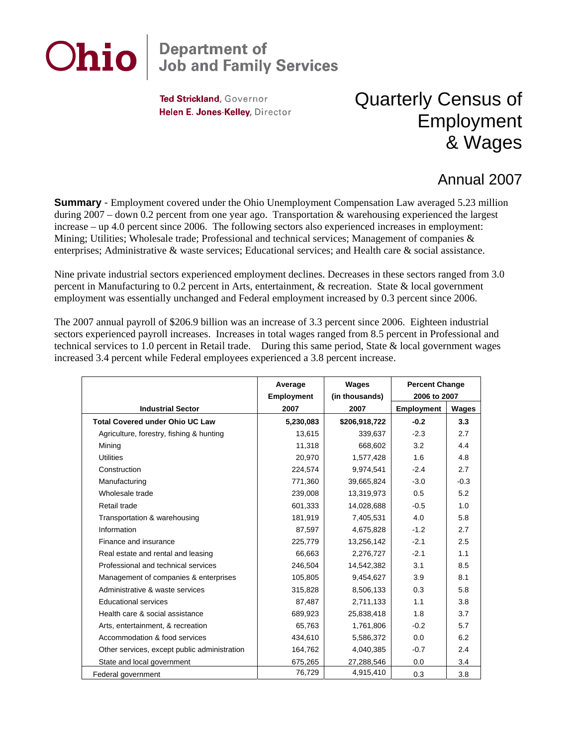# Ohio Department of Job and Family Services

**Ted Strickland**, Governor
**Helen E. Jones-Kelley**, Director

# Quarterly Census of Employment & Wages

## Annual 2007

**Summary** - Employment covered under the Ohio Unemployment Compensation Law averaged 5.23 million during 2007 – down 0.2 percent from one year ago. Transportation & warehousing experienced the largest increase – up 4.0 percent since 2006. The following sectors also experienced increases in employment: Mining; Utilities; Wholesale trade; Professional and technical services; Management of companies & enterprises; Administrative & waste services; Educational services; and Health care & social assistance.

Nine private industrial sectors experienced employment declines. Decreases in these sectors ranged from 3.0 percent in Manufacturing to 0.2 percent in Arts, entertainment, & recreation. State & local government employment was essentially unchanged and Federal employment increased by 0.3 percent since 2006.

The 2007 annual payroll of $206.9 billion was an increase of 3.3 percent since 2006. Eighteen industrial sectors experienced payroll increases. Increases in total wages ranged from 8.5 percent in Professional and technical services to 1.0 percent in Retail trade. During this same period, State & local government wages increased 3.4 percent while Federal employees experienced a 3.8 percent increase.

| Industrial Sector | Average Employment 2007 | Wages (in thousands) 2007 | Percent Change 2006 to 2007 | |
|---|---|---|---|---|
| | | | Employment | Wages |
| **Total Covered under Ohio UC Law** | **5,230,083** | **$206,918,722** | **-0.2** | **3.3** |
| Agriculture, forestry, fishing & hunting | 13,615 | 339,637 | -2.3 | 2.7 |
| Mining | 11,318 | 668,602 | 3.2 | 4.4 |
| Utilities | 20,970 | 1,577,428 | 1.6 | 4.8 |
| Construction | 224,574 | 9,974,541 | -2.4 | 2.7 |
| Manufacturing | 771,360 | 39,665,824 | -3.0 | -0.3 |
| Wholesale trade | 239,008 | 13,319,973 | 0.5 | 5.2 |
| Retail trade | 601,333 | 14,028,688 | -0.5 | 1.0 |
| Transportation & warehousing | 181,919 | 7,405,531 | 4.0 | 5.8 |
| Information | 87,597 | 4,675,828 | -1.2 | 2.7 |
| Finance and insurance | 225,779 | 13,256,142 | -2.1 | 2.5 |
| Real estate and rental and leasing | 66,663 | 2,276,727 | -2.1 | 1.1 |
| Professional and technical services | 246,504 | 14,542,382 | 3.1 | 8.5 |
| Management of companies & enterprises | 105,805 | 9,454,627 | 3.9 | 8.1 |
| Administrative & waste services | 315,828 | 8,506,133 | 0.3 | 5.8 |
| Educational services | 87,487 | 2,711,133 | 1.1 | 3.8 |
| Health care & social assistance | 689,923 | 25,838,418 | 1.8 | 3.7 |
| Arts, entertainment, & recreation | 65,763 | 1,761,806 | -0.2 | 5.7 |
| Accommodation & food services | 434,610 | 5,586,372 | 0.0 | 6.2 |
| Other services, except public administration | 164,762 | 4,040,385 | -0.7 | 2.4 |
| State and local government | 675,265 | 27,288,546 | 0.0 | 3.4 |
| Federal government | 76,729 | 4,915,410 | 0.3 | 3.8 |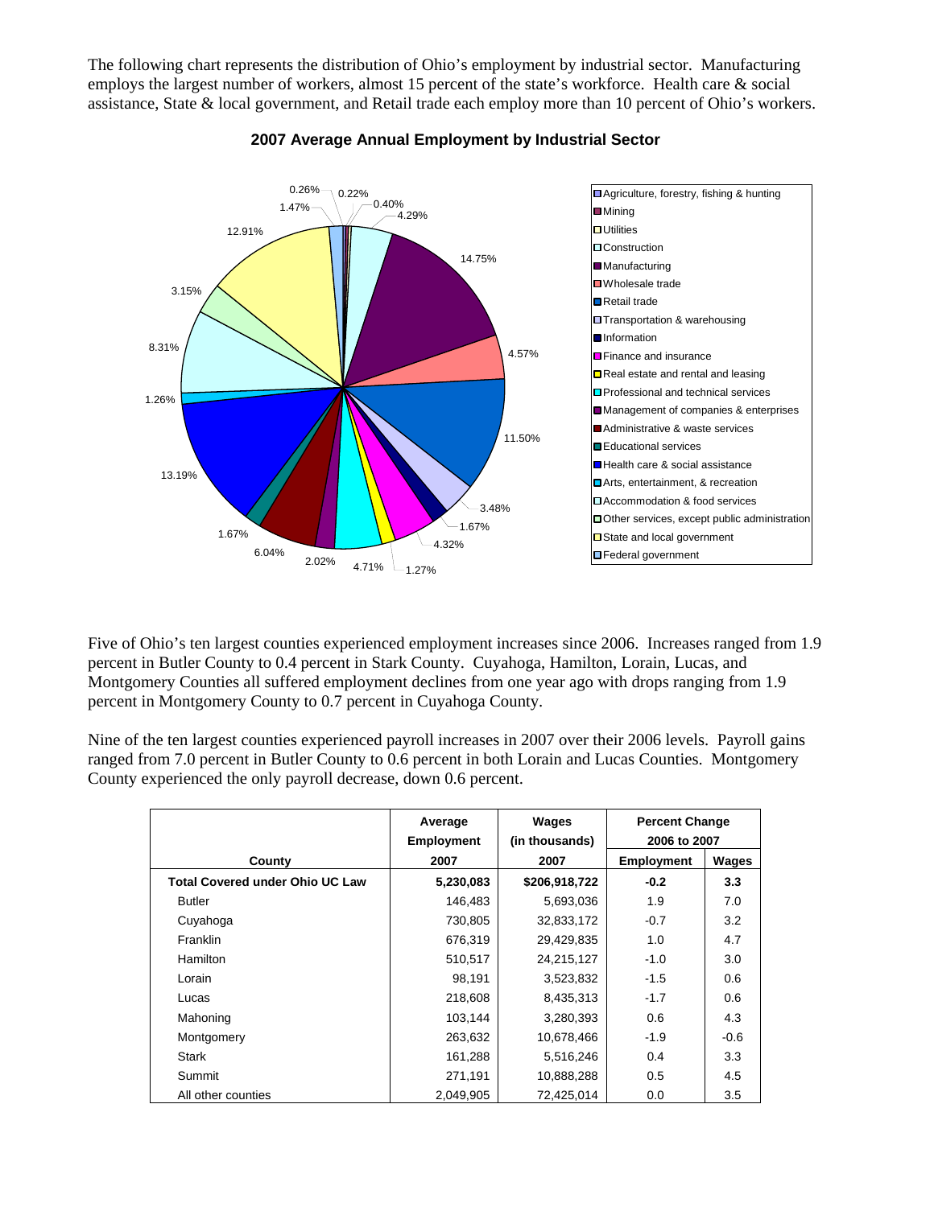The following chart represents the distribution of Ohio's employment by industrial sector. Manufacturing employs the largest number of workers, almost 15 percent of the state's workforce. Health care & social assistance, State & local government, and Retail trade each employ more than 10 percent of Ohio's workers.

**2007 Average Annual Employment by Industrial Sector**

| Industrial Sector | Percent |
|---|---|
| Agriculture, forestry, fishing & hunting | 0.26% |
| Mining | 0.22% |
| Utilities | 0.40% |
| Construction | 4.29% |
| Manufacturing | 14.75% |
| Wholesale trade | 4.57% |
| Retail trade | 11.50% |
| Transportation & warehousing | 3.48% |
| Information | 1.67% |
| Finance and insurance | 4.32% |
| Real estate and rental and leasing | 1.27% |
| Professional and technical services | 4.71% |
| Management of companies & enterprises | 2.02% |
| Administrative & waste services | 6.04% |
| Educational services | 1.67% |
| Health care & social assistance | 13.19% |
| Arts, entertainment, & recreation | 1.26% |
| Accommodation & food services | 8.31% |
| Other services, except public administration | 3.15% |
| State and local government | 12.91% |
| Federal government | 1.47% |

Five of Ohio's ten largest counties experienced employment increases since 2006. Increases ranged from 1.9 percent in Butler County to 0.4 percent in Stark County. Cuyahoga, Hamilton, Lorain, Lucas, and Montgomery Counties all suffered employment declines from one year ago with drops ranging from 1.9 percent in Montgomery County to 0.7 percent in Cuyahoga County.

Nine of the ten largest counties experienced payroll increases in 2007 over their 2006 levels. Payroll gains ranged from 7.0 percent in Butler County to 0.6 percent in both Lorain and Lucas Counties. Montgomery County experienced the only payroll decrease, down 0.6 percent.

| County | Average Employment 2007 | Wages (in thousands) 2007 | Percent Change 2006 to 2007 | |
|---|---|---|---|---|
| | | | Employment | Wages |
| **Total Covered under Ohio UC Law** | **5,230,083** | **$206,918,722** | **-0.2** | **3.3** |
| Butler | 146,483 | 5,693,036 | 1.9 | 7.0 |
| Cuyahoga | 730,805 | 32,833,172 | -0.7 | 3.2 |
| Franklin | 676,319 | 29,429,835 | 1.0 | 4.7 |
| Hamilton | 510,517 | 24,215,127 | -1.0 | 3.0 |
| Lorain | 98,191 | 3,523,832 | -1.5 | 0.6 |
| Lucas | 218,608 | 8,435,313 | -1.7 | 0.6 |
| Mahoning | 103,144 | 3,280,393 | 0.6 | 4.3 |
| Montgomery | 263,632 | 10,678,466 | -1.9 | -0.6 |
| Stark | 161,288 | 5,516,246 | 0.4 | 3.3 |
| Summit | 271,191 | 10,888,288 | 0.5 | 4.5 |
| All other counties | 2,049,905 | 72,425,014 | 0.0 | 3.5 |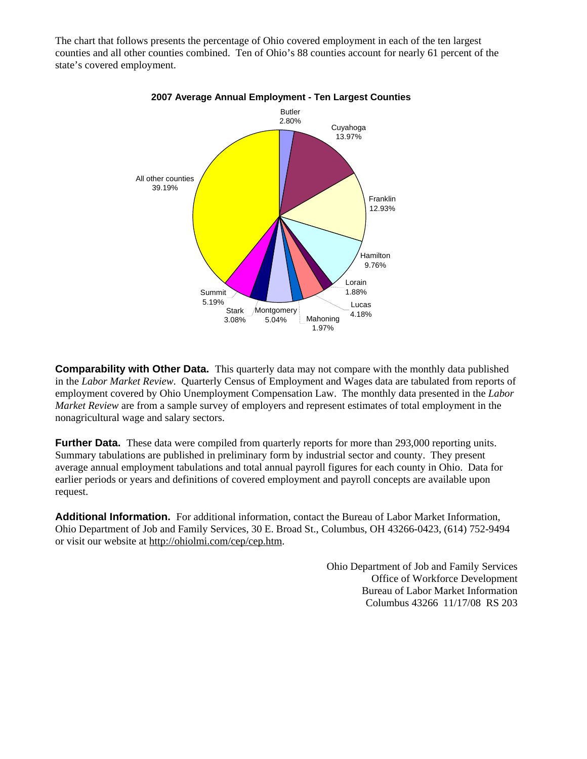The chart that follows presents the percentage of Ohio covered employment in each of the ten largest counties and all other counties combined. Ten of Ohio's 88 counties account for nearly 61 percent of the state's covered employment.

**2007 Average Annual Employment - Ten Largest Counties**

Butler
2.80%

Cuyahoga
13.97%

Franklin
12.93%

Hamilton
9.76%

Lorain
1.88%

Lucas
4.18%

Mahoning
1.97%

Montgomery
5.04%

Stark
3.08%

Summit
5.19%

All other counties
39.19%

**Comparability with Other Data.** This quarterly data may not compare with the monthly data published in the *Labor Market Review*. Quarterly Census of Employment and Wages data are tabulated from reports of employment covered by Ohio Unemployment Compensation Law. The monthly data presented in the *Labor Market Review* are from a sample survey of employers and represent estimates of total employment in the nonagricultural wage and salary sectors.

**Further Data.** These data were compiled from quarterly reports for more than 293,000 reporting units. Summary tabulations are published in preliminary form by industrial sector and county. They present average annual employment tabulations and total annual payroll figures for each county in Ohio. Data for earlier periods or years and definitions of covered employment and payroll concepts are available upon request.

**Additional Information.** For additional information, contact the Bureau of Labor Market Information, Ohio Department of Job and Family Services, 30 E. Broad St., Columbus, OH 43266-0423, (614) 752-9494 or visit our website at http://ohiolmi.com/cep/cep.htm.

Ohio Department of Job and Family Services
Office of Workforce Development
Bureau of Labor Market Information
Columbus 43266 11/17/08 RS 203